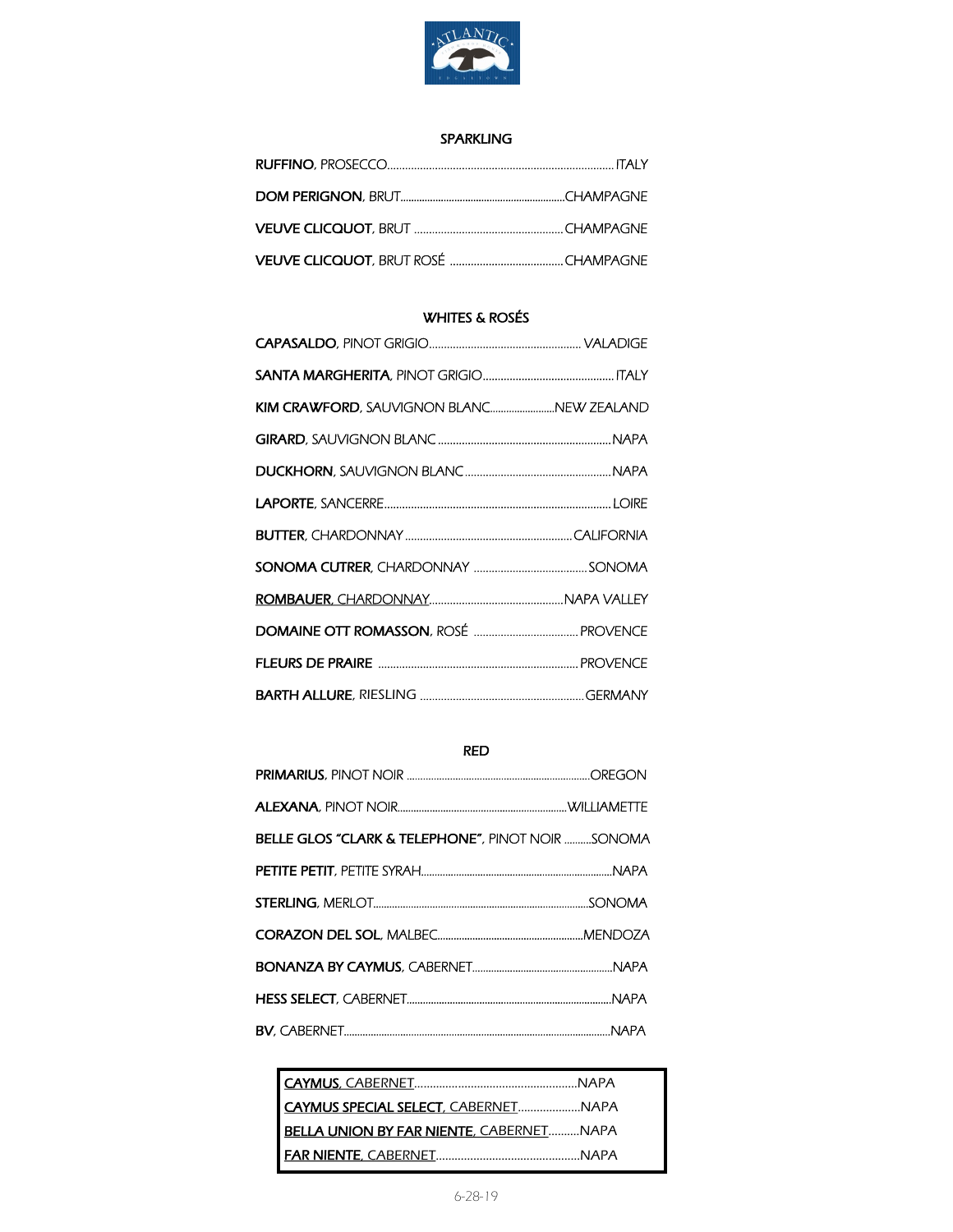## SPARKLING

**RUFFINO**, PROSECCO.......... ITALY

**DOM PERIGNON**, BRUT..........CHAMPAGNE

**VEUVE CLICQUOT**, BRUT ..........CHAMPAGNE

**VEUVE CLICQUOT**, BRUT ROSÉ ..........CHAMPAGNE

## WHITES & ROSÉS

**CAPASALDO**, PINOT GRIGIO.......... VALADIGE

**SANTA MARGHERITA**, PINOT GRIGIO.......... ITALY

**KIM CRAWFORD**, SAUVIGNON BLANC..........NEW ZEALAND

**GIRARD**, SAUVIGNON BLANC ..........NAPA

**DUCKHORN**, SAUVIGNON BLANC ..........NAPA

**LAPORTE**, SANCERRE.......... LOIRE

**BUTTER**, CHARDONNAY ..........CALIFORNIA

**SONOMA CUTRER**, CHARDONNAY ..........SONOMA

**ROMBAUER**, CHARDONNAY..........NAPA VALLEY

**DOMAINE OTT ROMASSON**, ROSÉ .......... PROVENCE

**FLEURS DE PRAIRE** .......... PROVENCE

**BARTH ALLURE**, RIESLING ..........GERMANY

## RED

**PRIMARIUS**, PINOT NOIR ..........OREGON

**ALEXANA**, PINOT NOIR..........WILLIAMETTE

**BELLE GLOS "CLARK & TELEPHONE"**, PINOT NOIR ..........SONOMA

**PETITE PETIT**, PETITE SYRAH..........NAPA

**STERLING**, MERLOT..........SONOMA

**CORAZON DEL SOL**, MALBEC..........MENDOZA

**BONANZA BY CAYMUS**, CABERNET..........NAPA

**HESS SELECT**, CABERNET..........NAPA

**BV**, CABERNET..........NAPA

**CAYMUS**, CABERNET..........NAPA

**CAYMUS SPECIAL SELECT**, CABERNET..........NAPA

**BELLA UNION BY FAR NIENTE**, CABERNET..........NAPA

**FAR NIENTE**, CABERNET..........NAPA

6-28-19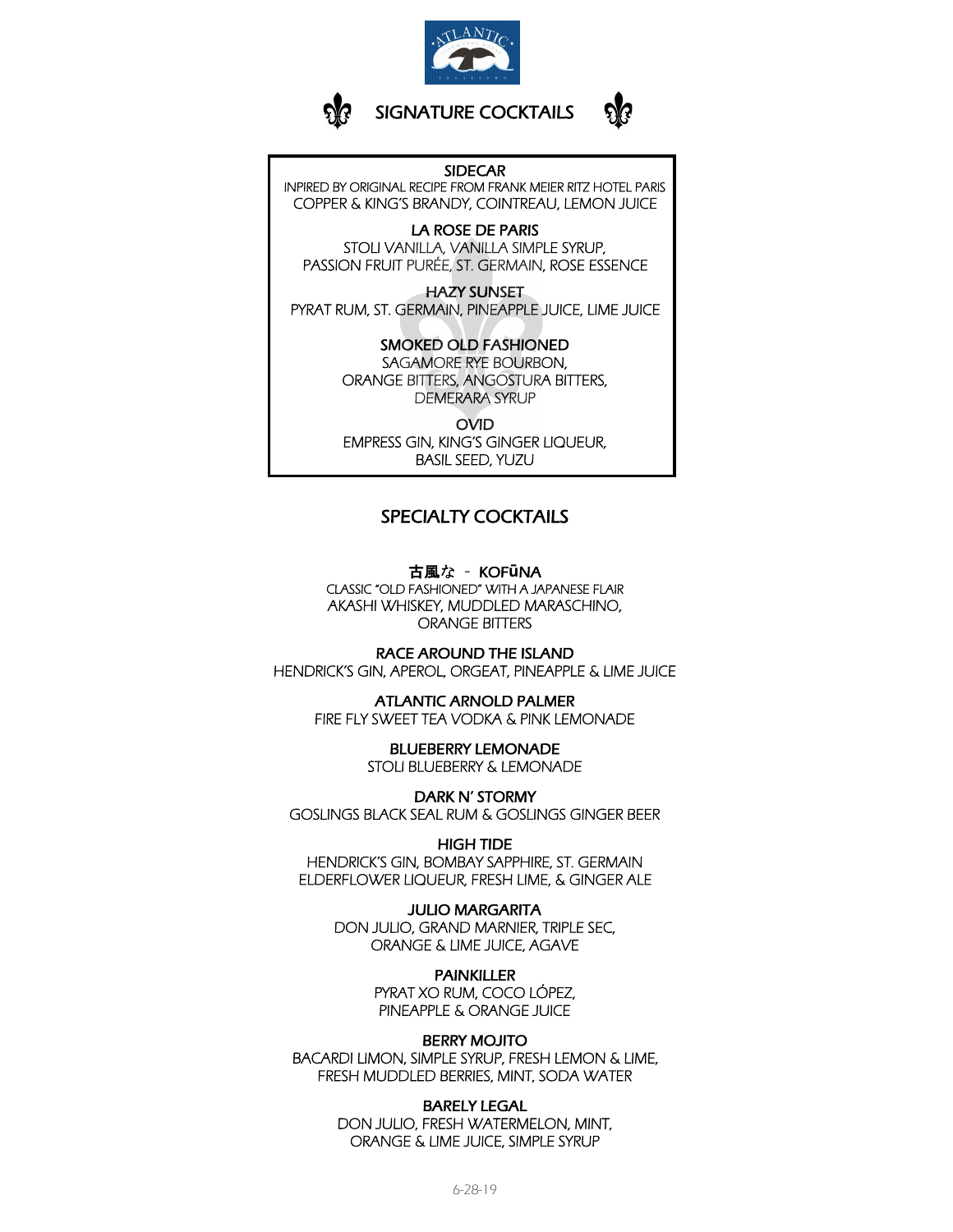# SIGNATURE COCKTAILS

**SIDECAR**
INPIRED BY ORIGINAL RECIPE FROM FRANK MEIER RITZ HOTEL PARIS
COPPER & KING'S BRANDY, COINTREAU, LEMON JUICE

**LA ROSE DE PARIS**
STOLI VANILLA, VANILLA SIMPLE SYRUP,
PASSION FRUIT PURÉE, ST. GERMAIN, ROSE ESSENCE

**HAZY SUNSET**
PYRAT RUM, ST. GERMAIN, PINEAPPLE JUICE, LIME JUICE

**SMOKED OLD FASHIONED**
SAGAMORE RYE BOURBON,
ORANGE BITTERS, ANGOSTURA BITTERS,
DEMERARA SYRUP

**OVID**
EMPRESS GIN, KING'S GINGER LIQUEUR,
BASIL SEED, YUZU

# SPECIALTY COCKTAILS

**古風な - KOFŪNA**
CLASSIC "OLD FASHIONED" WITH A JAPANESE FLAIR
AKASHI WHISKEY, MUDDLED MARASCHINO,
ORANGE BITTERS

**RACE AROUND THE ISLAND**
HENDRICK'S GIN, APEROL, ORGEAT, PINEAPPLE & LIME JUICE

**ATLANTIC ARNOLD PALMER**
FIRE FLY SWEET TEA VODKA & PINK LEMONADE

**BLUEBERRY LEMONADE**
STOLI BLUEBERRY & LEMONADE

**DARK N' STORMY**
GOSLINGS BLACK SEAL RUM & GOSLINGS GINGER BEER

**HIGH TIDE**
HENDRICK'S GIN, BOMBAY SAPPHIRE, ST. GERMAIN
ELDERFLOWER LIQUEUR, FRESH LIME, & GINGER ALE

**JULIO MARGARITA**
DON JULIO, GRAND MARNIER, TRIPLE SEC,
ORANGE & LIME JUICE, AGAVE

**PAINKILLER**
PYRAT XO RUM, COCO LÓPEZ,
PINEAPPLE & ORANGE JUICE

**BERRY MOJITO**
BACARDI LIMON, SIMPLE SYRUP, FRESH LEMON & LIME,
FRESH MUDDLED BERRIES, MINT, SODA WATER

**BARELY LEGAL**
DON JULIO, FRESH WATERMELON, MINT,
ORANGE & LIME JUICE, SIMPLE SYRUP

6-28-19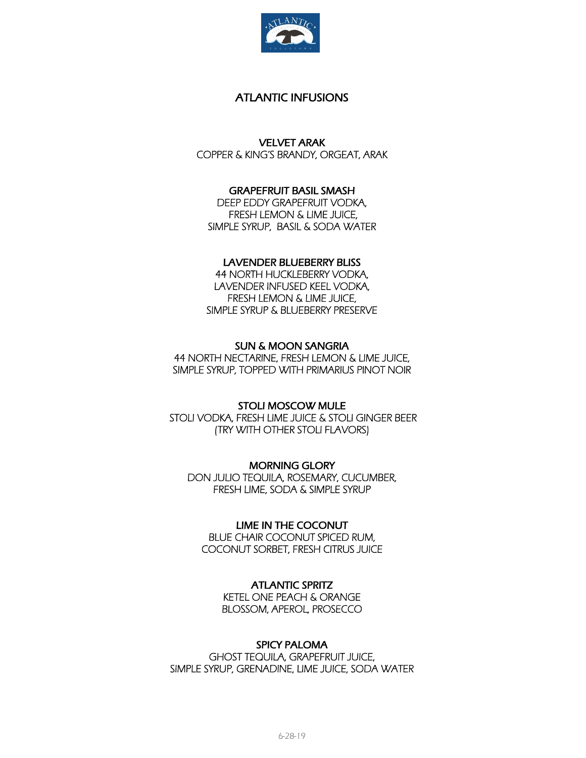# ATLANTIC INFUSIONS

### VELVET ARAK
COPPER & KING'S BRANDY, ORGEAT, ARAK

### GRAPEFRUIT BASIL SMASH
DEEP EDDY GRAPEFRUIT VODKA,
FRESH LEMON & LIME JUICE,
SIMPLE SYRUP, BASIL & SODA WATER

### LAVENDER BLUEBERRY BLISS
44 NORTH HUCKLEBERRY VODKA,
LAVENDER INFUSED KEEL VODKA,
FRESH LEMON & LIME JUICE,
SIMPLE SYRUP & BLUEBERRY PRESERVE

### SUN & MOON SANGRIA
44 NORTH NECTARINE, FRESH LEMON & LIME JUICE,
SIMPLE SYRUP, TOPPED WITH PRIMARIUS PINOT NOIR

### STOLI MOSCOW MULE
STOLI VODKA, FRESH LIME JUICE & STOLI GINGER BEER
(TRY WITH OTHER STOLI FLAVORS)

### MORNING GLORY
DON JULIO TEQUILA, ROSEMARY, CUCUMBER,
FRESH LIME, SODA & SIMPLE SYRUP

### LIME IN THE COCONUT
BLUE CHAIR COCONUT SPICED RUM,
COCONUT SORBET, FRESH CITRUS JUICE

### ATLANTIC SPRITZ
KETEL ONE PEACH & ORANGE
BLOSSOM, APEROL, PROSECCO

### SPICY PALOMA
GHOST TEQUILA, GRAPEFRUIT JUICE,
SIMPLE SYRUP, GRENADINE, LIME JUICE, SODA WATER

6-28-19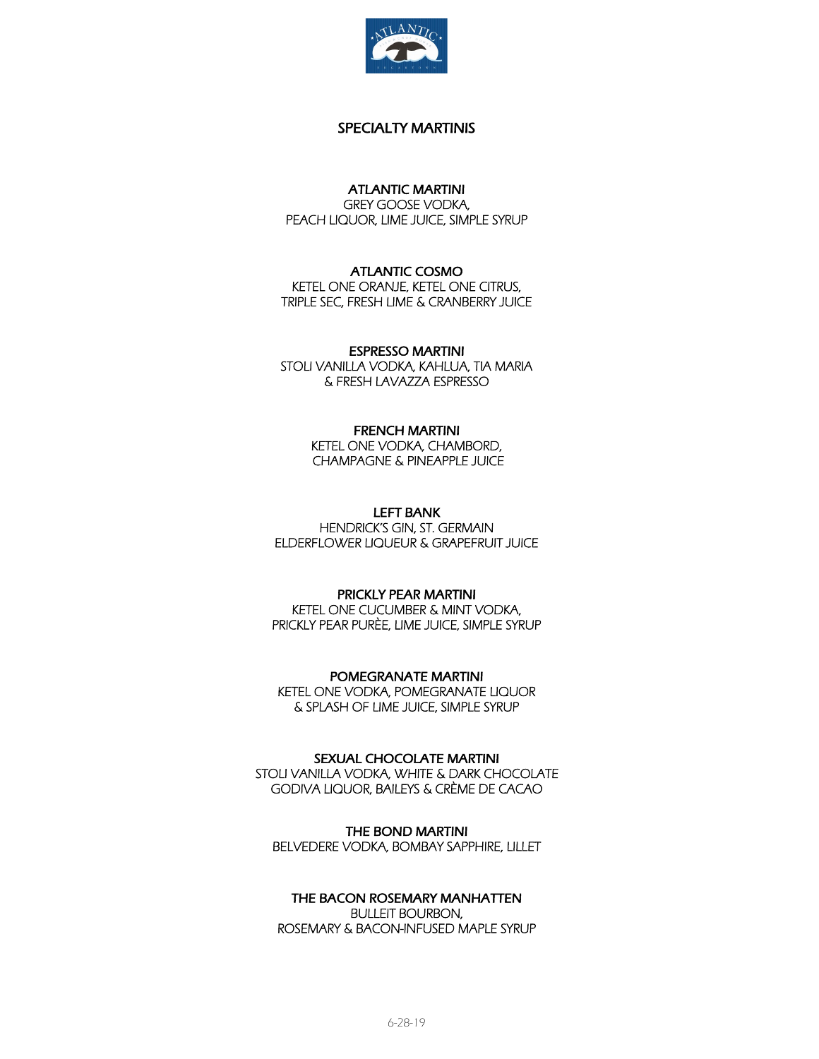# SPECIALTY MARTINIS

**ATLANTIC MARTINI**
GREY GOOSE VODKA,
PEACH LIQUOR, LIME JUICE, SIMPLE SYRUP

**ATLANTIC COSMO**
KETEL ONE ORANJE, KETEL ONE CITRUS,
TRIPLE SEC, FRESH LIME & CRANBERRY JUICE

**ESPRESSO MARTINI**
STOLI VANILLA VODKA, KAHLUA, TIA MARIA
& FRESH LAVAZZA ESPRESSO

**FRENCH MARTINI**
KETEL ONE VODKA, CHAMBORD,
CHAMPAGNE & PINEAPPLE JUICE

**LEFT BANK**
HENDRICK'S GIN, ST. GERMAIN
ELDERFLOWER LIQUEUR & GRAPEFRUIT JUICE

**PRICKLY PEAR MARTINI**
KETEL ONE CUCUMBER & MINT VODKA,
PRICKLY PEAR PURÈE, LIME JUICE, SIMPLE SYRUP

**POMEGRANATE MARTINI**
KETEL ONE VODKA, POMEGRANATE LIQUOR
& SPLASH OF LIME JUICE, SIMPLE SYRUP

**SEXUAL CHOCOLATE MARTINI**
STOLI VANILLA VODKA, WHITE & DARK CHOCOLATE
GODIVA LIQUOR, BAILEYS & CRÈME DE CACAO

**THE BOND MARTINI**
BELVEDERE VODKA, BOMBAY SAPPHIRE, LILLET

**THE BACON ROSEMARY MANHATTEN**
BULLEIT BOURBON,
ROSEMARY & BACON-INFUSED MAPLE SYRUP

6-28-19